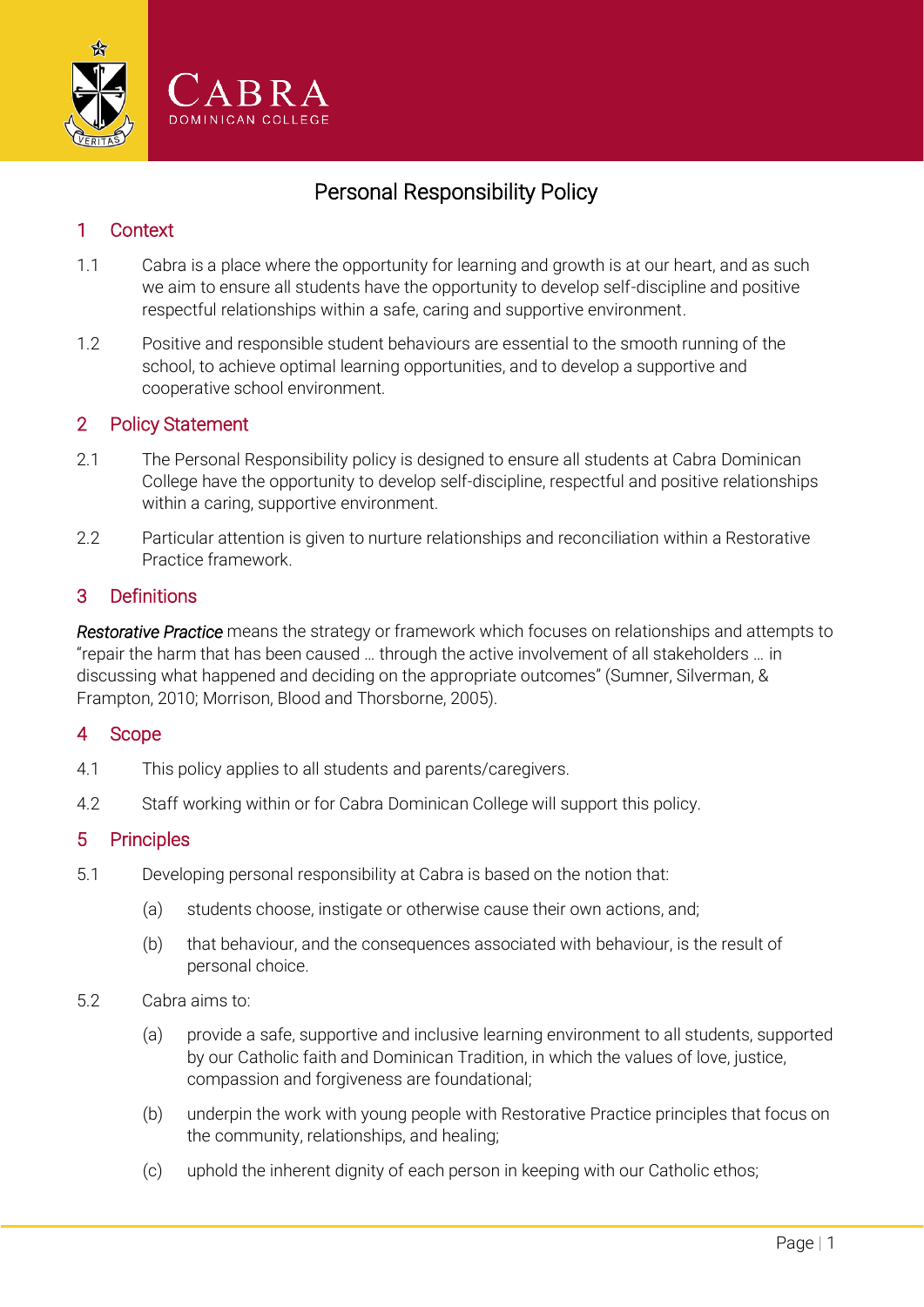CABRA
DOMINICAN COLLEGE

# Personal Responsibility Policy

## 1 Context

1.1 Cabra is a place where the opportunity for learning and growth is at our heart, and as such we aim to ensure all students have the opportunity to develop self-discipline and positive respectful relationships within a safe, caring and supportive environment.

1.2 Positive and responsible student behaviours are essential to the smooth running of the school, to achieve optimal learning opportunities, and to develop a supportive and cooperative school environment.

## 2 Policy Statement

2.1 The Personal Responsibility policy is designed to ensure all students at Cabra Dominican College have the opportunity to develop self-discipline, respectful and positive relationships within a caring, supportive environment.

2.2 Particular attention is given to nurture relationships and reconciliation within a Restorative Practice framework.

## 3 Definitions

*Restorative Practice* means the strategy or framework which focuses on relationships and attempts to "repair the harm that has been caused … through the active involvement of all stakeholders … in discussing what happened and deciding on the appropriate outcomes" (Sumner, Silverman, & Frampton, 2010; Morrison, Blood and Thorsborne, 2005).

## 4 Scope

4.1 This policy applies to all students and parents/caregivers.

4.2 Staff working within or for Cabra Dominican College will support this policy.

## 5 Principles

5.1 Developing personal responsibility at Cabra is based on the notion that:

(a) students choose, instigate or otherwise cause their own actions, and;

(b) that behaviour, and the consequences associated with behaviour, is the result of personal choice.

5.2 Cabra aims to:

(a) provide a safe, supportive and inclusive learning environment to all students, supported by our Catholic faith and Dominican Tradition, in which the values of love, justice, compassion and forgiveness are foundational;

(b) underpin the work with young people with Restorative Practice principles that focus on the community, relationships, and healing;

(c) uphold the inherent dignity of each person in keeping with our Catholic ethos;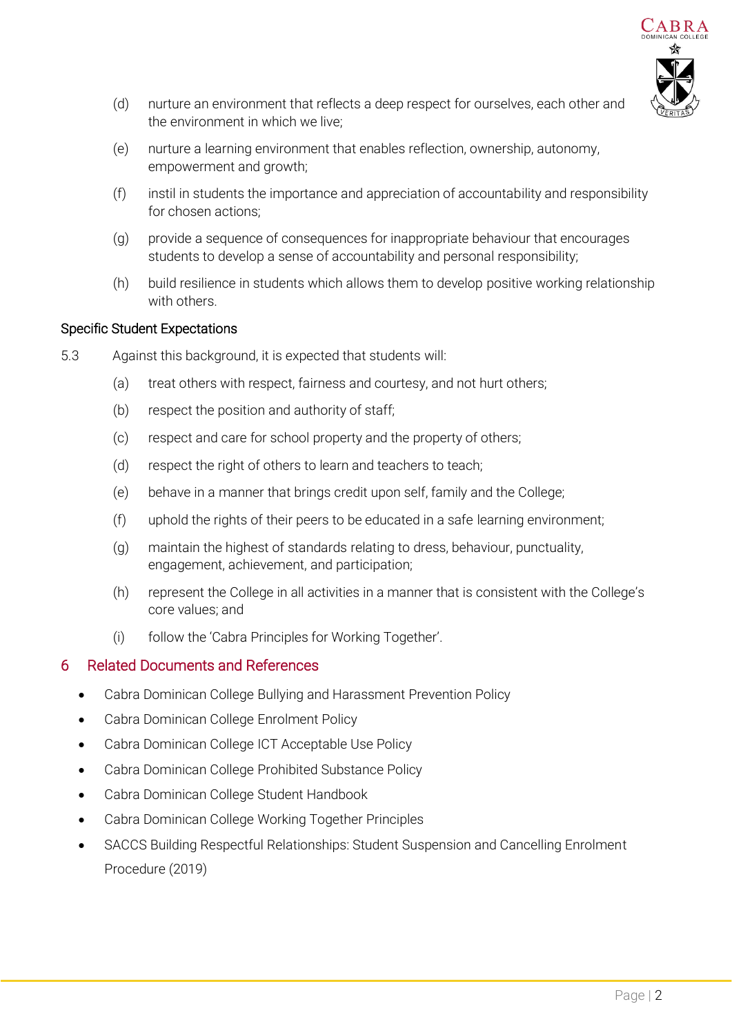(d) nurture an environment that reflects a deep respect for ourselves, each other and the environment in which we live;

(e) nurture a learning environment that enables reflection, ownership, autonomy, empowerment and growth;

(f) instil in students the importance and appreciation of accountability and responsibility for chosen actions;

(g) provide a sequence of consequences for inappropriate behaviour that encourages students to develop a sense of accountability and personal responsibility;

(h) build resilience in students which allows them to develop positive working relationship with others.

### Specific Student Expectations

5.3 Against this background, it is expected that students will:

(a) treat others with respect, fairness and courtesy, and not hurt others;

(b) respect the position and authority of staff;

(c) respect and care for school property and the property of others;

(d) respect the right of others to learn and teachers to teach;

(e) behave in a manner that brings credit upon self, family and the College;

(f) uphold the rights of their peers to be educated in a safe learning environment;

(g) maintain the highest of standards relating to dress, behaviour, punctuality, engagement, achievement, and participation;

(h) represent the College in all activities in a manner that is consistent with the College's core values; and

(i) follow the 'Cabra Principles for Working Together'.

## 6 Related Documents and References

- Cabra Dominican College Bullying and Harassment Prevention Policy
- Cabra Dominican College Enrolment Policy
- Cabra Dominican College ICT Acceptable Use Policy
- Cabra Dominican College Prohibited Substance Policy
- Cabra Dominican College Student Handbook
- Cabra Dominican College Working Together Principles
- SACCS Building Respectful Relationships: Student Suspension and Cancelling Enrolment Procedure (2019)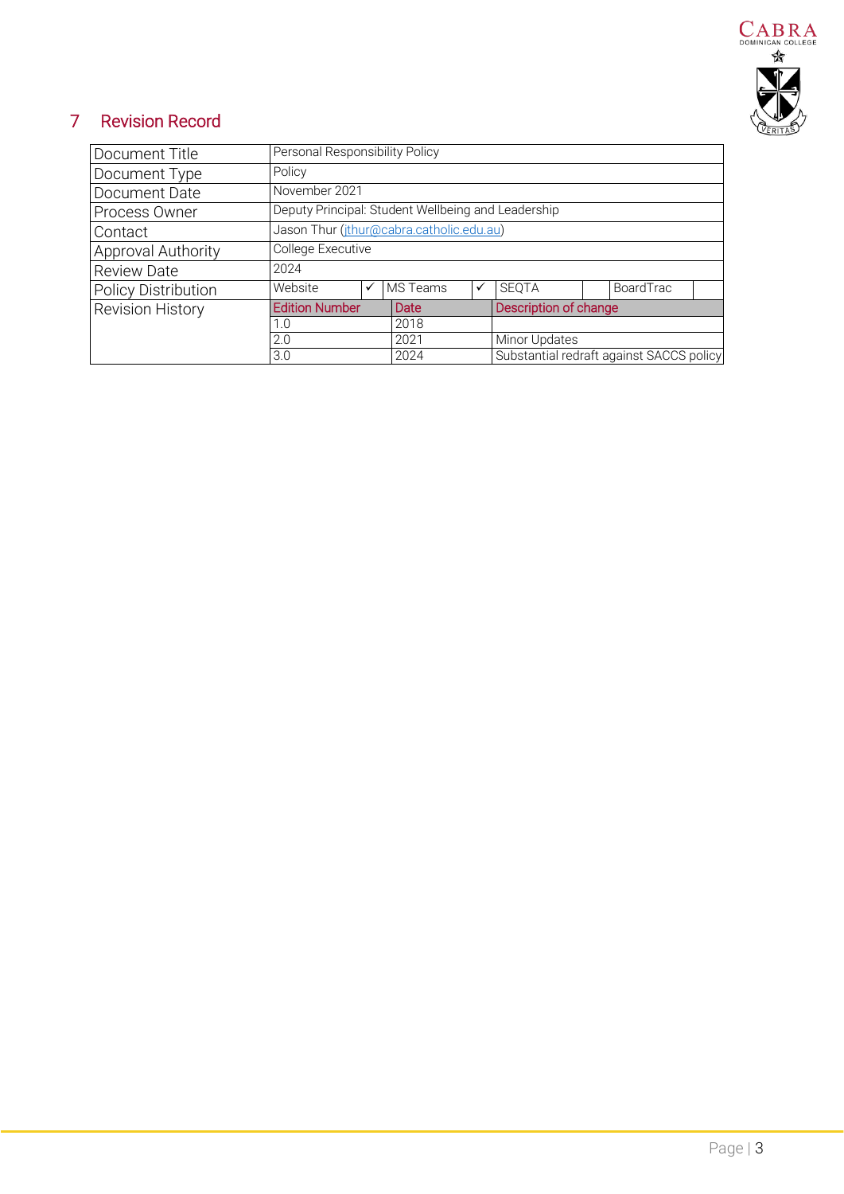## 7 Revision Record

| | | | | | | | |
|---|---|---|---|---|---|---|---|
| Document Title | Personal Responsibility Policy | | | | | | |
| Document Type | Policy | | | | | | |
| Document Date | November 2021 | | | | | | |
| Process Owner | Deputy Principal: Student Wellbeing and Leadership | | | | | | |
| Contact | Jason Thur (jthur@cabra.catholic.edu.au) | | | | | | |
| Approval Authority | College Executive | | | | | | |
| Review Date | 2024 | | | | | | |
| Policy Distribution | Website | ✓ | MS Teams | ✓ | SEQTA | | BoardTrac |
| Revision History | Edition Number | Date | Description of change | | | | |
| | 1.0 | 2018 | | | | | |
| | 2.0 | 2021 | Minor Updates | | | | |
| | 3.0 | 2024 | Substantial redraft against SACCS policy | | | | |